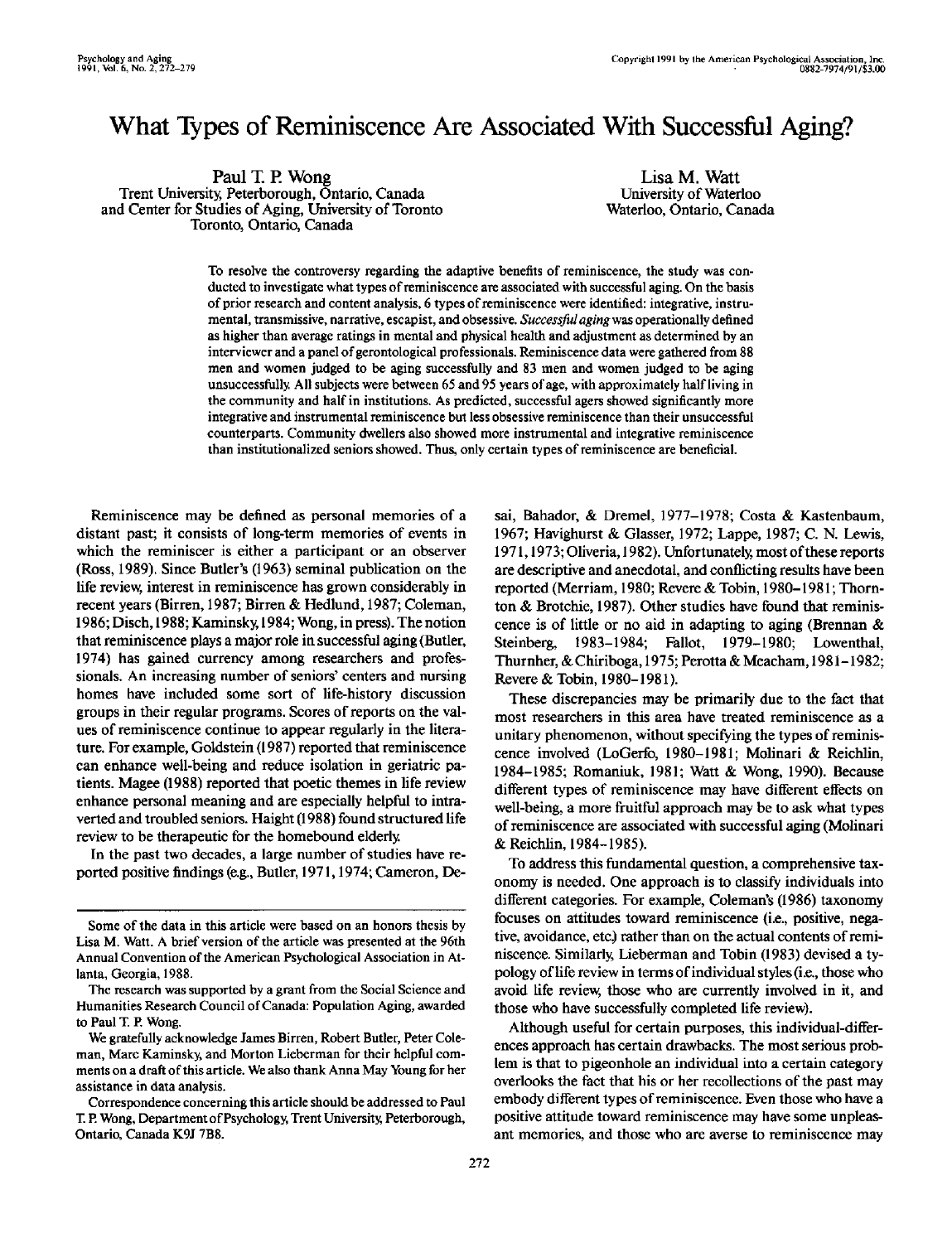# What Types of Reminiscence Are Associated With Successful Aging?

Paul T. P. Wong
Trent University, Peterborough, Ontario, Canada
and Center for Studies of Aging, University of Toronto
Toronto, Ontario, Canada

Lisa M. Watt
University of Waterloo
Waterloo, Ontario, Canada

To resolve the controversy regarding the adaptive benefits of reminiscence, the study was conducted to investigate what types of reminiscence are associated with successful aging. On the basis of prior research and content analysis, 6 types of reminiscence were identified: integrative, instrumental, transmissive, narrative, escapist, and obsessive. *Successful aging* was operationally defined as higher than average ratings in mental and physical health and adjustment as determined by an interviewer and a panel of gerontological professionals. Reminiscence data were gathered from 88 men and women judged to be aging successfully and 83 men and women judged to be aging unsuccessfully. All subjects were between 65 and 95 years of age, with approximately half living in the community and half in institutions. As predicted, successful agers showed significantly more integrative and instrumental reminiscence but less obsessive reminiscence than their unsuccessful counterparts. Community dwellers also showed more instrumental and integrative reminiscence than institutionalized seniors showed. Thus, only certain types of reminiscence are beneficial.

Reminiscence may be defined as personal memories of a distant past; it consists of long-term memories of events in which the reminiscer is either a participant or an observer (Ross, 1989). Since Butler's (1963) seminal publication on the life review, interest in reminiscence has grown considerably in recent years (Birren, 1987; Birren & Hedlund, 1987; Coleman, 1986; Disch, 1988; Kaminsky, 1984; Wong, in press). The notion that reminiscence plays a major role in successful aging (Butler, 1974) has gained currency among researchers and professionals. An increasing number of seniors' centers and nursing homes have included some sort of life-history discussion groups in their regular programs. Scores of reports on the values of reminiscence continue to appear regularly in the literature. For example, Goldstein (1987) reported that reminiscence can enhance well-being and reduce isolation in geriatric patients. Magee (1988) reported that poetic themes in life review enhance personal meaning and are especially helpful to intraverted and troubled seniors. Haight (1988) found structured life review to be therapeutic for the homebound elderly.

In the past two decades, a large number of studies have reported positive findings (e.g., Butler, 1971, 1974; Cameron, Desai, Bahador, & Dremel, 1977–1978; Costa & Kastenbaum, 1967; Havighurst & Glasser, 1972; Lappe, 1987; C. N. Lewis, 1971, 1973; Oliveria, 1982). Unfortunately, most of these reports are descriptive and anecdotal, and conflicting results have been reported (Merriam, 1980; Revere & Tobin, 1980–1981; Thornton & Brotchie, 1987). Other studies have found that reminiscence is of little or no aid in adapting to aging (Brennan & Steinberg, 1983–1984; Fallot, 1979–1980; Lowenthal, Thurnher, & Chiriboga, 1975; Perotta & Meacham, 1981–1982; Revere & Tobin, 1980–1981).

These discrepancies may be primarily due to the fact that most researchers in this area have treated reminiscence as a unitary phenomenon, without specifying the types of reminiscence involved (LoGerfo, 1980–1981; Molinari & Reichlin, 1984–1985; Romaniuk, 1981; Watt & Wong, 1990). Because different types of reminiscence may have different effects on well-being, a more fruitful approach may be to ask what types of reminiscence are associated with successful aging (Molinari & Reichlin, 1984–1985).

To address this fundamental question, a comprehensive taxonomy is needed. One approach is to classify individuals into different categories. For example, Coleman's (1986) taxonomy focuses on attitudes toward reminiscence (i.e., positive, negative, avoidance, etc.) rather than on the actual contents of reminiscence. Similarly, Lieberman and Tobin (1983) devised a typology of life review in terms of individual styles (i.e., those who avoid life review, those who are currently involved in it, and those who have successfully completed life review).

Although useful for certain purposes, this individual-differences approach has certain drawbacks. The most serious problem is that to pigeonhole an individual into a certain category overlooks the fact that his or her recollections of the past may embody different types of reminiscence. Even those who have a positive attitude toward reminiscence may have some unpleasant memories, and those who are averse to reminiscence may

---

Some of the data in this article were based on an honors thesis by Lisa M. Watt. A brief version of the article was presented at the 96th Annual Convention of the American Psychological Association in Atlanta, Georgia, 1988.

The research was supported by a grant from the Social Science and Humanities Research Council of Canada: Population Aging, awarded to Paul T. P. Wong.

We gratefully acknowledge James Birren, Robert Butler, Peter Coleman, Marc Kaminsky, and Morton Lieberman for their helpful comments on a draft of this article. We also thank Anna May Young for her assistance in data analysis.

Correspondence concerning this article should be addressed to Paul T. P. Wong, Department of Psychology, Trent University, Peterborough, Ontario, Canada K9J 7B8.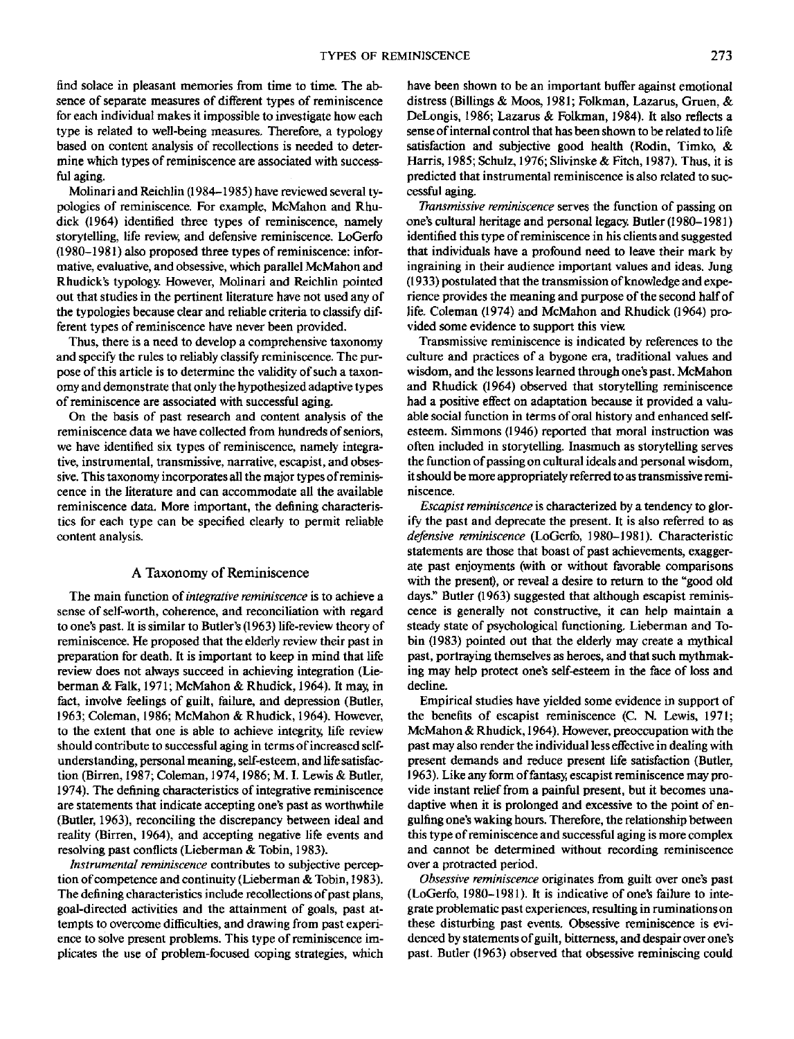find solace in pleasant memories from time to time. The absence of separate measures of different types of reminiscence for each individual makes it impossible to investigate how each type is related to well-being measures. Therefore, a typology based on content analysis of recollections is needed to determine which types of reminiscence are associated with successful aging.

Molinari and Reichlin (1984–1985) have reviewed several typologies of reminiscence. For example, McMahon and Rhudick (1964) identified three types of reminiscence, namely storytelling, life review, and defensive reminiscence. LoGerfo (1980–1981) also proposed three types of reminiscence: informative, evaluative, and obsessive, which parallel McMahon and Rhudick's typology. However, Molinari and Reichlin pointed out that studies in the pertinent literature have not used any of the typologies because clear and reliable criteria to classify different types of reminiscence have never been provided.

Thus, there is a need to develop a comprehensive taxonomy and specify the rules to reliably classify reminiscence. The purpose of this article is to determine the validity of such a taxonomy and demonstrate that only the hypothesized adaptive types of reminiscence are associated with successful aging.

On the basis of past research and content analysis of the reminiscence data we have collected from hundreds of seniors, we have identified six types of reminiscence, namely integrative, instrumental, transmissive, narrative, escapist, and obsessive. This taxonomy incorporates all the major types of reminiscence in the literature and can accommodate all the available reminiscence data. More important, the defining characteristics for each type can be specified clearly to permit reliable content analysis.

## A Taxonomy of Reminiscence

The main function of *integrative reminiscence* is to achieve a sense of self-worth, coherence, and reconciliation with regard to one's past. It is similar to Butler's (1963) life-review theory of reminiscence. He proposed that the elderly review their past in preparation for death. It is important to keep in mind that life review does not always succeed in achieving integration (Lieberman & Falk, 1971; McMahon & Rhudick, 1964). It may, in fact, involve feelings of guilt, failure, and depression (Butler, 1963; Coleman, 1986; McMahon & Rhudick, 1964). However, to the extent that one is able to achieve integrity, life review should contribute to successful aging in terms of increased self-understanding, personal meaning, self-esteem, and life satisfaction (Birren, 1987; Coleman, 1974, 1986; M. I. Lewis & Butler, 1974). The defining characteristics of integrative reminiscence are statements that indicate accepting one's past as worthwhile (Butler, 1963), reconciling the discrepancy between ideal and reality (Birren, 1964), and accepting negative life events and resolving past conflicts (Lieberman & Tobin, 1983).

*Instrumental reminiscence* contributes to subjective perception of competence and continuity (Lieberman & Tobin, 1983). The defining characteristics include recollections of past plans, goal-directed activities and the attainment of goals, past attempts to overcome difficulties, and drawing from past experience to solve present problems. This type of reminiscence implicates the use of problem-focused coping strategies, which have been shown to be an important buffer against emotional distress (Billings & Moos, 1981; Folkman, Lazarus, Gruen, & DeLongis, 1986; Lazarus & Folkman, 1984). It also reflects a sense of internal control that has been shown to be related to life satisfaction and subjective good health (Rodin, Timko, & Harris, 1985; Schulz, 1976; Slivinske & Fitch, 1987). Thus, it is predicted that instrumental reminiscence is also related to successful aging.

*Transmissive reminiscence* serves the function of passing on one's cultural heritage and personal legacy. Butler (1980–1981) identified this type of reminiscence in his clients and suggested that individuals have a profound need to leave their mark by ingraining in their audience important values and ideas. Jung (1933) postulated that the transmission of knowledge and experience provides the meaning and purpose of the second half of life. Coleman (1974) and McMahon and Rhudick (1964) provided some evidence to support this view.

Transmissive reminiscence is indicated by references to the culture and practices of a bygone era, traditional values and wisdom, and the lessons learned through one's past. McMahon and Rhudick (1964) observed that storytelling reminiscence had a positive effect on adaptation because it provided a valuable social function in terms of oral history and enhanced self-esteem. Simmons (1946) reported that moral instruction was often included in storytelling. Inasmuch as storytelling serves the function of passing on cultural ideals and personal wisdom, it should be more appropriately referred to as transmissive reminiscence.

*Escapist reminiscence* is characterized by a tendency to glorify the past and deprecate the present. It is also referred to as *defensive reminiscence* (LoGerfo, 1980–1981). Characteristic statements are those that boast of past achievements, exaggerate past enjoyments (with or without favorable comparisons with the present), or reveal a desire to return to the "good old days." Butler (1963) suggested that although escapist reminiscence is generally not constructive, it can help maintain a steady state of psychological functioning. Lieberman and Tobin (1983) pointed out that the elderly may create a mythical past, portraying themselves as heroes, and that such mythmaking may help protect one's self-esteem in the face of loss and decline.

Empirical studies have yielded some evidence in support of the benefits of escapist reminiscence (C. N. Lewis, 1971; McMahon & Rhudick, 1964). However, preoccupation with the past may also render the individual less effective in dealing with present demands and reduce present life satisfaction (Butler, 1963). Like any form of fantasy, escapist reminiscence may provide instant relief from a painful present, but it becomes unadaptive when it is prolonged and excessive to the point of engulfing one's waking hours. Therefore, the relationship between this type of reminiscence and successful aging is more complex and cannot be determined without recording reminiscence over a protracted period.

*Obsessive reminiscence* originates from guilt over one's past (LoGerfo, 1980–1981). It is indicative of one's failure to integrate problematic past experiences, resulting in ruminations on these disturbing past events. Obsessive reminiscence is evidenced by statements of guilt, bitterness, and despair over one's past. Butler (1963) observed that obsessive reminiscing could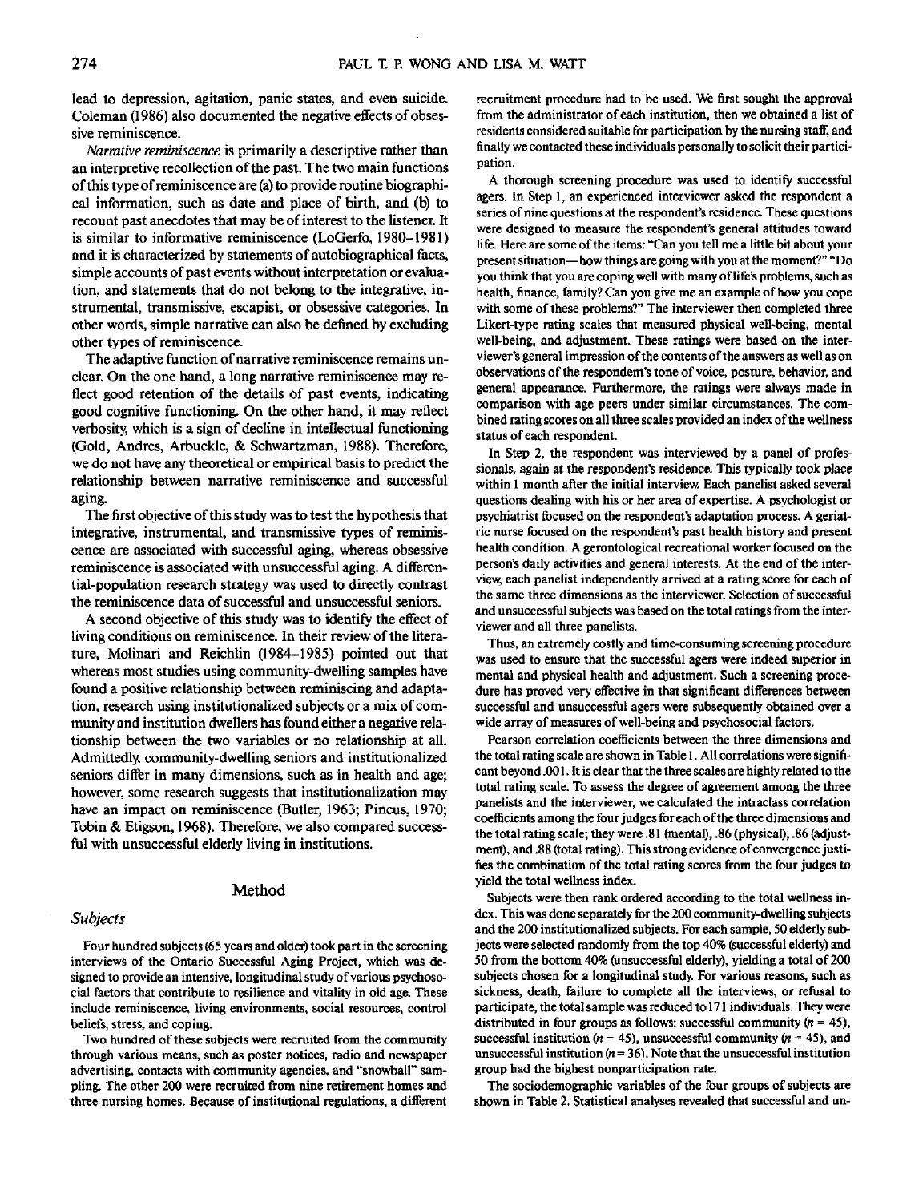lead to depression, agitation, panic states, and even suicide. Coleman (1986) also documented the negative effects of obsessive reminiscence.

*Narrative reminiscence* is primarily a descriptive rather than an interpretive recollection of the past. The two main functions of this type of reminiscence are (a) to provide routine biographical information, such as date and place of birth, and (b) to recount past anecdotes that may be of interest to the listener. It is similar to informative reminiscence (LoGerfo, 1980–1981) and it is characterized by statements of autobiographical facts, simple accounts of past events without interpretation or evaluation, and statements that do not belong to the integrative, instrumental, transmissive, escapist, or obsessive categories. In other words, simple narrative can also be defined by excluding other types of reminiscence.

The adaptive function of narrative reminiscence remains unclear. On the one hand, a long narrative reminiscence may reflect good retention of the details of past events, indicating good cognitive functioning. On the other hand, it may reflect verbosity, which is a sign of decline in intellectual functioning (Gold, Andres, Arbuckle, & Schwartzman, 1988). Therefore, we do not have any theoretical or empirical basis to predict the relationship between narrative reminiscence and successful aging.

The first objective of this study was to test the hypothesis that integrative, instrumental, and transmissive types of reminiscence are associated with successful aging, whereas obsessive reminiscence is associated with unsuccessful aging. A differential-population research strategy was used to directly contrast the reminiscence data of successful and unsuccessful seniors.

A second objective of this study was to identify the effect of living conditions on reminiscence. In their review of the literature, Molinari and Reichlin (1984–1985) pointed out that whereas most studies using community-dwelling samples have found a positive relationship between reminiscing and adaptation, research using institutionalized subjects or a mix of community and institution dwellers has found either a negative relationship between the two variables or no relationship at all. Admittedly, community-dwelling seniors and institutionalized seniors differ in many dimensions, such as in health and age; however, some research suggests that institutionalization may have an impact on reminiscence (Butler, 1963; Pincus, 1970; Tobin & Etigson, 1968). Therefore, we also compared successful with unsuccessful elderly living in institutions.

## Method

### Subjects

Four hundred subjects (65 years and older) took part in the screening interviews of the Ontario Successful Aging Project, which was designed to provide an intensive, longitudinal study of various psychosocial factors that contribute to resilience and vitality in old age. These include reminiscence, living environments, social resources, control beliefs, stress, and coping.

Two hundred of these subjects were recruited from the community through various means, such as poster notices, radio and newspaper advertising, contacts with community agencies, and "snowball" sampling. The other 200 were recruited from nine retirement homes and three nursing homes. Because of institutional regulations, a different recruitment procedure had to be used. We first sought the approval from the administrator of each institution, then we obtained a list of residents considered suitable for participation by the nursing staff, and finally we contacted these individuals personally to solicit their participation.

A thorough screening procedure was used to identify successful agers. In Step 1, an experienced interviewer asked the respondent a series of nine questions at the respondent's residence. These questions were designed to measure the respondent's general attitudes toward life. Here are some of the items: "Can you tell me a little bit about your present situation—how things are going with you at the moment?" "Do you think that you are coping well with many of life's problems, such as health, finance, family? Can you give me an example of how you cope with some of these problems?" The interviewer then completed three Likert-type rating scales that measured physical well-being, mental well-being, and adjustment. These ratings were based on the interviewer's general impression of the contents of the answers as well as on observations of the respondent's tone of voice, posture, behavior, and general appearance. Furthermore, the ratings were always made in comparison with age peers under similar circumstances. The combined rating scores on all three scales provided an index of the wellness status of each respondent.

In Step 2, the respondent was interviewed by a panel of professionals, again at the respondent's residence. This typically took place within 1 month after the initial interview. Each panelist asked several questions dealing with his or her area of expertise. A psychologist or psychiatrist focused on the respondent's adaptation process. A geriatric nurse focused on the respondent's past health history and present health condition. A gerontological recreational worker focused on the person's daily activities and general interests. At the end of the interview, each panelist independently arrived at a rating score for each of the same three dimensions as the interviewer. Selection of successful and unsuccessful subjects was based on the total ratings from the interviewer and all three panelists.

Thus, an extremely costly and time-consuming screening procedure was used to ensure that the successful agers were indeed superior in mental and physical health and adjustment. Such a screening procedure has proved very effective in that significant differences between successful and unsuccessful agers were subsequently obtained over a wide array of measures of well-being and psychosocial factors.

Pearson correlation coefficients between the three dimensions and the total rating scale are shown in Table 1. All correlations were significant beyond .001. It is clear that the three scales are highly related to the total rating scale. To assess the degree of agreement among the three panelists and the interviewer, we calculated the intraclass correlation coefficients among the four judges for each of the three dimensions and the total rating scale; they were .81 (mental), .86 (physical), .86 (adjustment), and .88 (total rating). This strong evidence of convergence justifies the combination of the total rating scores from the four judges to yield the total wellness index.

Subjects were then rank ordered according to the total wellness index. This was done separately for the 200 community-dwelling subjects and the 200 institutionalized subjects. For each sample, 50 elderly subjects were selected randomly from the top 40% (successful elderly) and 50 from the bottom 40% (unsuccessful elderly), yielding a total of 200 subjects chosen for a longitudinal study. For various reasons, such as sickness, death, failure to complete all the interviews, or refusal to participate, the total sample was reduced to 171 individuals. They were distributed in four groups as follows: successful community ($n = 45$), successful institution ($n = 45$), unsuccessful community ($n = 45$), and unsuccessful institution ($n = 36$). Note that the unsuccessful institution group had the highest nonparticipation rate.

The sociodemographic variables of the four groups of subjects are shown in Table 2. Statistical analyses revealed that successful and un-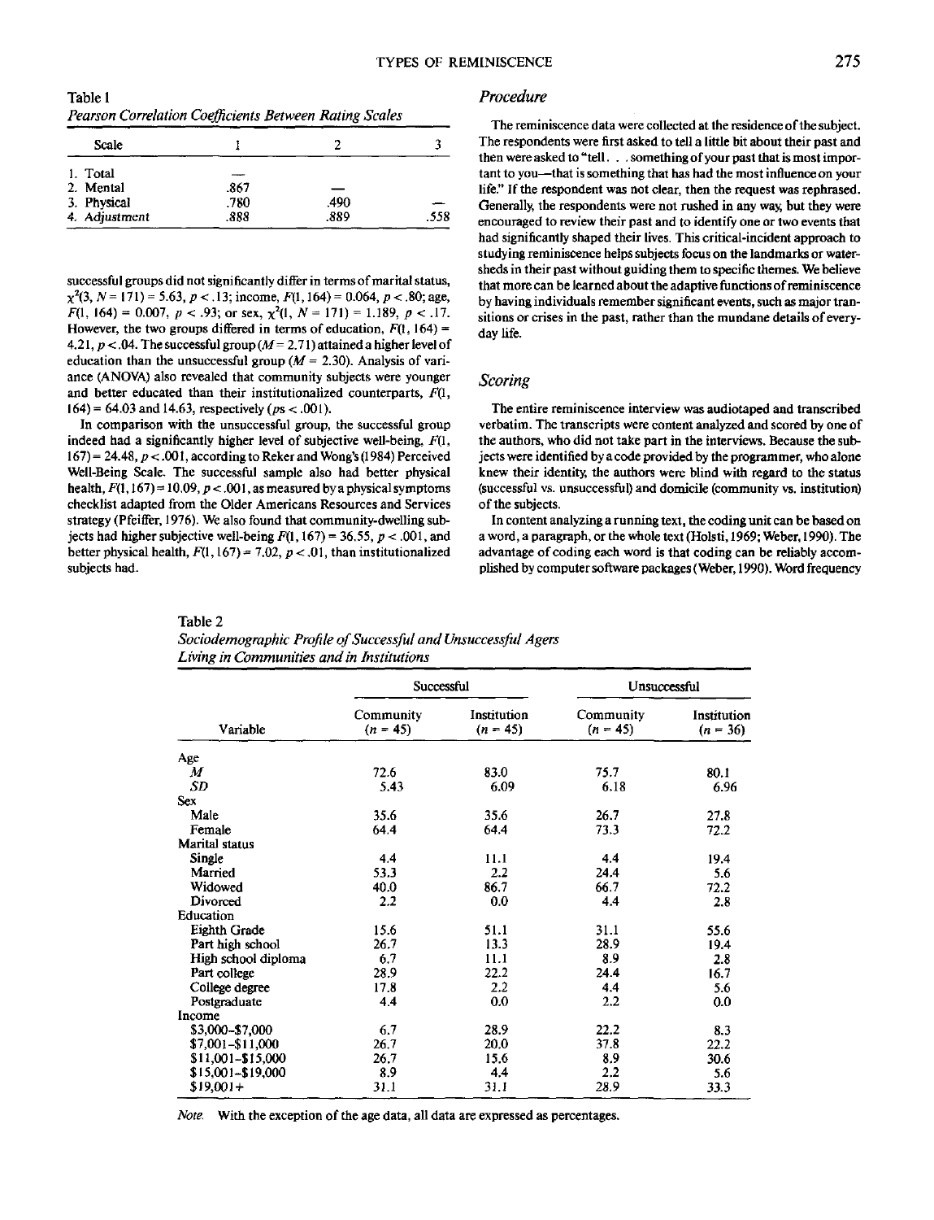Table 1
*Pearson Correlation Coefficients Between Rating Scales*

| Scale | 1 | 2 | 3 |
|---|---|---|---|
| 1. Total | — | | |
| 2. Mental | .867 | — | |
| 3. Physical | .780 | .490 | — |
| 4. Adjustment | .888 | .889 | .558 |

successful groups did not significantly differ in terms of marital status, $\chi^2(3, N = 171) = 5.63, p < .13$; income, $F(1, 164) = 0.064, p < .80$; age, $F(1, 164) = 0.007, p < .93$; or sex, $\chi^2(1, N = 171) = 1.189, p < .17$. However, the two groups differed in terms of education, $F(1, 164) = 4.21, p < .04$. The successful group ($M = 2.71$) attained a higher level of education than the unsuccessful group ($M = 2.30$). Analysis of variance (ANOVA) also revealed that community subjects were younger and better educated than their institutionalized counterparts, $F(1, 164) = 64.03$ and $14.63$, respectively ($ps < .001$).

In comparison with the unsuccessful group, the successful group indeed had a significantly higher level of subjective well-being, $F(1, 167) = 24.48, p < .001$, according to Reker and Wong's (1984) Perceived Well-Being Scale. The successful sample also had better physical health, $F(1, 167) = 10.09, p < .001$, as measured by a physical symptoms checklist adapted from the Older Americans Resources and Services strategy (Pfeiffer, 1976). We also found that community-dwelling subjects had higher subjective well-being $F(1, 167) = 36.55, p < .001$, and better physical health, $F(1, 167) = 7.02, p < .01$, than institutionalized subjects had.

## Procedure

The reminiscence data were collected at the residence of the subject. The respondents were first asked to tell a little bit about their past and then were asked to "tell . . . something of your past that is most important to you—that is something that has had the most influence on your life." If the respondent was not clear, then the request was rephrased. Generally, the respondents were not rushed in any way, but they were encouraged to review their past and to identify one or two events that had significantly shaped their lives. This critical-incident approach to studying reminiscence helps subjects focus on the landmarks or watersheds in their past without guiding them to specific themes. We believe that more can be learned about the adaptive functions of reminiscence by having individuals remember significant events, such as major transitions or crises in the past, rather than the mundane details of everyday life.

## Scoring

The entire reminiscence interview was audiotaped and transcribed verbatim. The transcripts were content analyzed and scored by one of the authors, who did not take part in the interviews. Because the subjects were identified by a code provided by the programmer, who alone knew their identity, the authors were blind with regard to the status (successful vs. unsuccessful) and domicile (community vs. institution) of the subjects.

In content analyzing a running text, the coding unit can be based on a word, a paragraph, or the whole text (Holsti, 1969; Weber, 1990). The advantage of coding each word is that coding can be reliably accomplished by computer software packages (Weber, 1990). Word frequency

Table 2
*Sociodemographic Profile of Successful and Unsuccessful Agers Living in Communities and in Institutions*

| | Successful | | Unsuccessful | |
|---|---|---|---|---|
| Variable | Community ($n$ = 45) | Institution ($n$ = 45) | Community ($n$ = 45) | Institution ($n$ = 36) |
| Age | | | | |
| *M* | 72.6 | 83.0 | 75.7 | 80.1 |
| *SD* | 5.43 | 6.09 | 6.18 | 6.96 |
| Sex | | | | |
| Male | 35.6 | 35.6 | 26.7 | 27.8 |
| Female | 64.4 | 64.4 | 73.3 | 72.2 |
| Marital status | | | | |
| Single | 4.4 | 11.1 | 4.4 | 19.4 |
| Married | 53.3 | 2.2 | 24.4 | 5.6 |
| Widowed | 40.0 | 86.7 | 66.7 | 72.2 |
| Divorced | 2.2 | 0.0 | 4.4 | 2.8 |
| Education | | | | |
| Eighth Grade | 15.6 | 51.1 | 31.1 | 55.6 |
| Part high school | 26.7 | 13.3 | 28.9 | 19.4 |
| High school diploma | 6.7 | 11.1 | 8.9 | 2.8 |
| Part college | 28.9 | 22.2 | 24.4 | 16.7 |
| College degree | 17.8 | 2.2 | 4.4 | 5.6 |
| Postgraduate | 4.4 | 0.0 | 2.2 | 0.0 |
| Income | | | | |
| $3,000–$7,000 | 6.7 | 28.9 | 22.2 | 8.3 |
| $7,001–$11,000 | 26.7 | 20.0 | 37.8 | 22.2 |
| $11,001–$15,000 | 26.7 | 15.6 | 8.9 | 30.6 |
| $15,001–$19,000 | 8.9 | 4.4 | 2.2 | 5.6 |
| $19,001+ | 31.1 | 31.1 | 28.9 | 33.3 |

*Note.* With the exception of the age data, all data are expressed as percentages.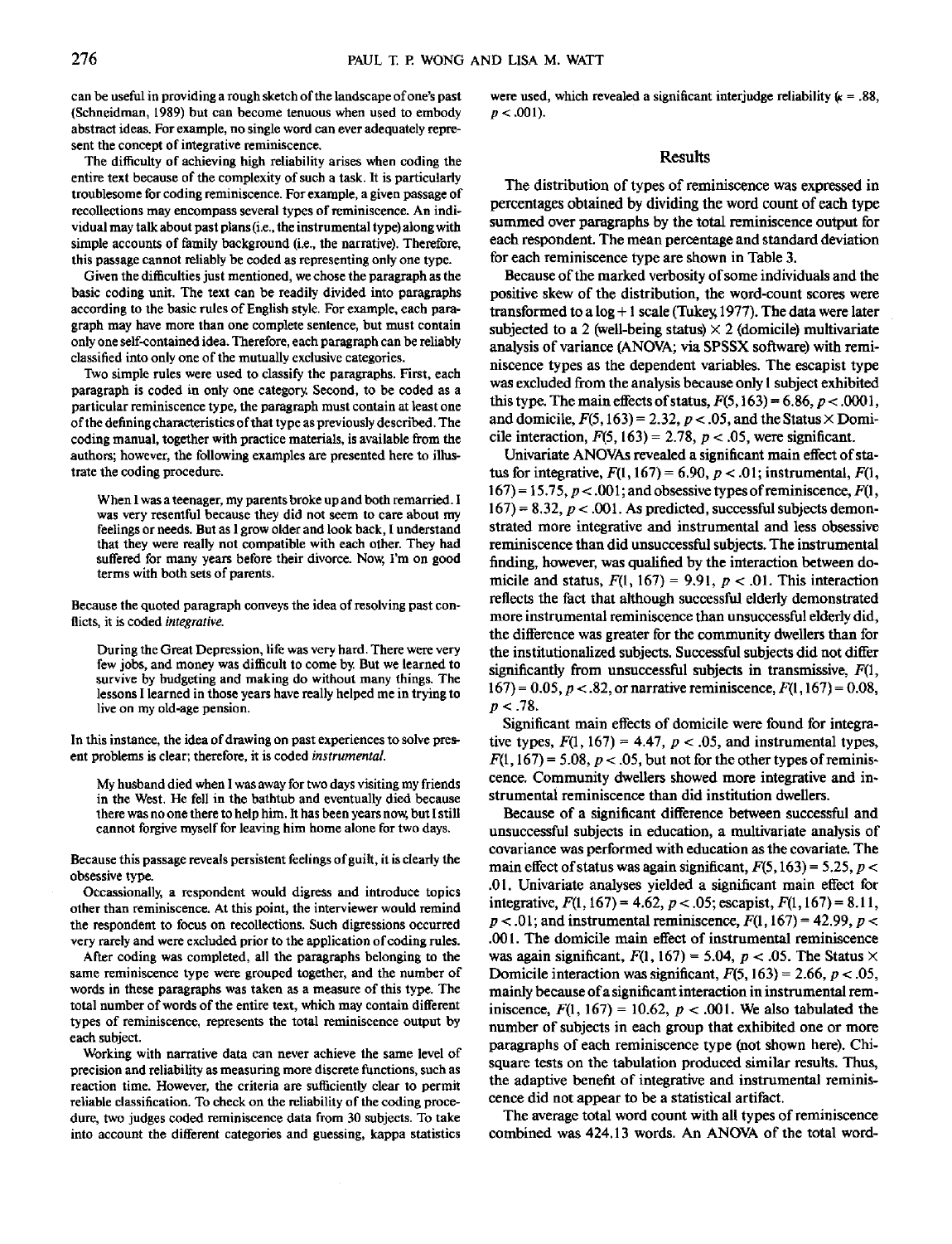can be useful in providing a rough sketch of the landscape of one's past (Schneidman, 1989) but can become tenuous when used to embody abstract ideas. For example, no single word can ever adequately represent the concept of integrative reminiscence.

The difficulty of achieving high reliability arises when coding the entire text because of the complexity of such a task. It is particularly troublesome for coding reminiscence. For example, a given passage of recollections may encompass several types of reminiscence. An individual may talk about past plans (i.e., the instrumental type) along with simple accounts of family background (i.e., the narrative). Therefore, this passage cannot reliably be coded as representing only one type.

Given the difficulties just mentioned, we chose the paragraph as the basic coding unit. The text can be readily divided into paragraphs according to the basic rules of English style. For example, each paragraph may have more than one complete sentence, but must contain only one self-contained idea. Therefore, each paragraph can be reliably classified into only one of the mutually exclusive categories.

Two simple rules were used to classify the paragraphs. First, each paragraph is coded in only one category. Second, to be coded as a particular reminiscence type, the paragraph must contain at least one of the defining characteristics of that type as previously described. The coding manual, together with practice materials, is available from the authors; however, the following examples are presented here to illustrate the coding procedure.

> When I was a teenager, my parents broke up and both remarried. I was very resentful because they did not seem to care about my feelings or needs. But as I grow older and look back, I understand that they were really not compatible with each other. They had suffered for many years before their divorce. Now, I'm on good terms with both sets of parents.

Because the quoted paragraph conveys the idea of resolving past conflicts, it is coded *integrative*.

> During the Great Depression, life was very hard. There were very few jobs, and money was difficult to come by. But we learned to survive by budgeting and making do without many things. The lessons I learned in those years have really helped me in trying to live on my old-age pension.

In this instance, the idea of drawing on past experiences to solve present problems is clear; therefore, it is coded *instrumental*.

> My husband died when I was away for two days visiting my friends in the West. He fell in the bathtub and eventually died because there was no one there to help him. It has been years now, but I still cannot forgive myself for leaving him home alone for two days.

Because this passage reveals persistent feelings of guilt, it is clearly the obsessive type.

Occassionally, a respondent would digress and introduce topics other than reminiscence. At this point, the interviewer would remind the respondent to focus on recollections. Such digressions occurred very rarely and were excluded prior to the application of coding rules.

After coding was completed, all the paragraphs belonging to the same reminiscence type were grouped together, and the number of words in these paragraphs was taken as a measure of this type. The total number of words of the entire text, which may contain different types of reminiscence, represents the total reminiscence output by each subject.

Working with narrative data can never achieve the same level of precision and reliability as measuring more discrete functions, such as reaction time. However, the criteria are sufficiently clear to permit reliable classification. To check on the reliability of the coding procedure, two judges coded reminiscence data from 30 subjects. To take into account the different categories and guessing, kappa statistics were used, which revealed a significant interjudge reliability ($\kappa = .88$, $p < .001$).

## Results

The distribution of types of reminiscence was expressed in percentages obtained by dividing the word count of each type summed over paragraphs by the total reminiscence output for each respondent. The mean percentage and standard deviation for each reminiscence type are shown in Table 3.

Because of the marked verbosity of some individuals and the positive skew of the distribution, the word-count scores were transformed to a log + 1 scale (Tukey, 1977). The data were later subjected to a 2 (well-being status) × 2 (domicile) multivariate analysis of variance (ANOVA; via SPSSX software) with reminiscence types as the dependent variables. The escapist type was excluded from the analysis because only 1 subject exhibited this type. The main effects of status, $F(5, 163) = 6.86$, $p < .0001$, and domicile, $F(5, 163) = 2.32$, $p < .05$, and the Status × Domicile interaction, $F(5, 163) = 2.78$, $p < .05$, were significant.

Univariate ANOVAs revealed a significant main effect of status for integrative, $F(1, 167) = 6.90$, $p < .01$; instrumental, $F(1, 167) = 15.75$, $p < .001$; and obsessive types of reminiscence, $F(1, 167) = 8.32$, $p < .001$. As predicted, successful subjects demonstrated more integrative and instrumental and less obsessive reminiscence than did unsuccessful subjects. The instrumental finding, however, was qualified by the interaction between domicile and status, $F(1, 167) = 9.91$, $p < .01$. This interaction reflects the fact that although successful elderly demonstrated more instrumental reminiscence than unsuccessful elderly did, the difference was greater for the community dwellers than for the institutionalized subjects. Successful subjects did not differ significantly from unsuccessful subjects in transmissive, $F(1, 167) = 0.05$, $p < .82$, or narrative reminiscence, $F(1, 167) = 0.08$, $p < .78$.

Significant main effects of domicile were found for integrative types, $F(1, 167) = 4.47$, $p < .05$, and instrumental types, $F(1, 167) = 5.08$, $p < .05$, but not for the other types of reminiscence. Community dwellers showed more integrative and instrumental reminiscence than did institution dwellers.

Because of a significant difference between successful and unsuccessful subjects in education, a multivariate analysis of covariance was performed with education as the covariate. The main effect of status was again significant, $F(5, 163) = 5.25$, $p < .01$. Univariate analyses yielded a significant main effect for integrative, $F(1, 167) = 4.62$, $p < .05$; escapist, $F(1, 167) = 8.11$, $p < .01$; and instrumental reminiscence, $F(1, 167) = 42.99$, $p < .001$. The domicile main effect of instrumental reminiscence was again significant, $F(1, 167) = 5.04$, $p < .05$. The Status × Domicile interaction was significant, $F(5, 163) = 2.66$, $p < .05$, mainly because of a significant interaction in instrumental reminiscence, $F(1, 167) = 10.62$, $p < .001$. We also tabulated the number of subjects in each group that exhibited one or more paragraphs of each reminiscence type (not shown here). Chi-square tests on the tabulation produced similar results. Thus, the adaptive benefit of integrative and instrumental reminiscence did not appear to be a statistical artifact.

The average total word count with all types of reminiscence combined was 424.13 words. An ANOVA of the total word-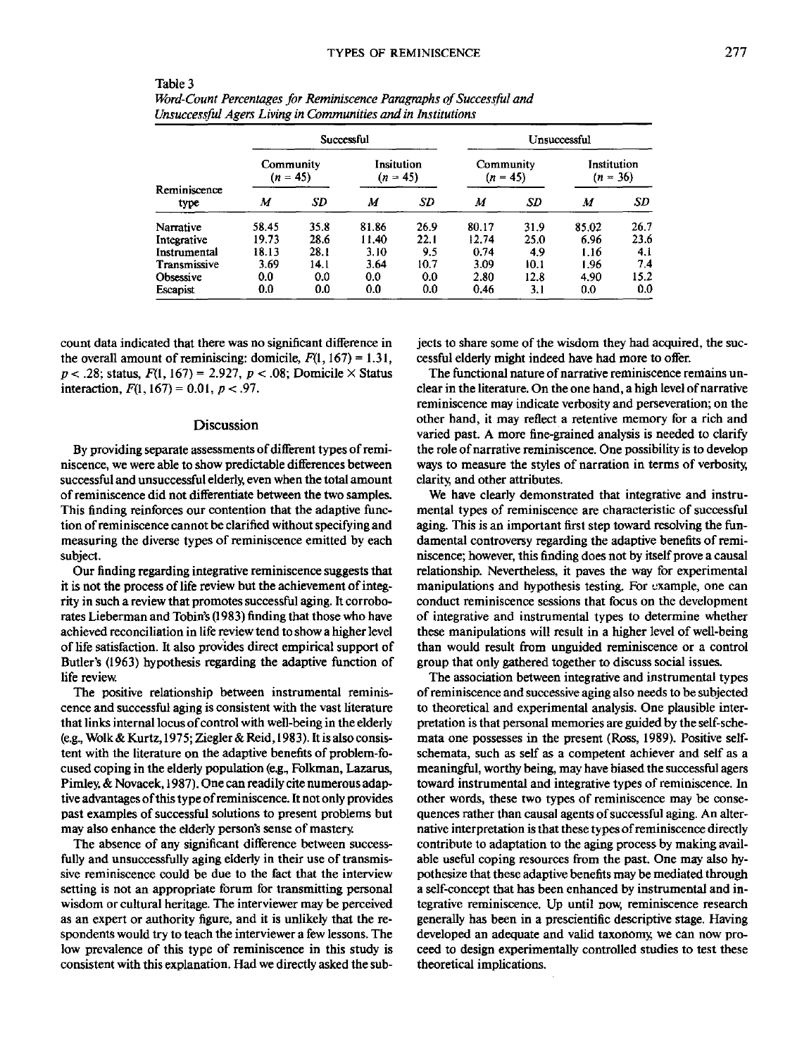Table 3
*Word-Count Percentages for Reminiscence Paragraphs of Successful and Unsuccessful Agers Living in Communities and in Institutions*

| Reminiscence type | Successful | | | | Unsuccessful | | | |
|---|---|---|---|---|---|---|---|---|
| | Community ($n$ = 45) | | Insitution ($n$ = 45) | | Community ($n$ = 45) | | Institution ($n$ = 36) | |
| | *M* | *SD* | *M* | *SD* | *M* | *SD* | *M* | *SD* |
| Narrative | 58.45 | 35.8 | 81.86 | 26.9 | 80.17 | 31.9 | 85.02 | 26.7 |
| Integrative | 19.73 | 28.6 | 11.40 | 22.1 | 12.74 | 25.0 | 6.96 | 23.6 |
| Instrumental | 18.13 | 28.1 | 3.10 | 9.5 | 0.74 | 4.9 | 1.16 | 4.1 |
| Transmissive | 3.69 | 14.1 | 3.64 | 10.7 | 3.09 | 10.1 | 1.96 | 7.4 |
| Obsessive | 0.0 | 0.0 | 0.0 | 0.0 | 2.80 | 12.8 | 4.90 | 15.2 |
| Escapist | 0.0 | 0.0 | 0.0 | 0.0 | 0.46 | 3.1 | 0.0 | 0.0 |

count data indicated that there was no significant difference in the overall amount of reminiscing: domicile, $F(1, 167) = 1.31$, $p < .28$; status, $F(1, 167) = 2.927$, $p < .08$; Domicile × Status interaction, $F(1, 167) = 0.01$, $p < .97$.

## Discussion

By providing separate assessments of different types of reminiscence, we were able to show predictable differences between successful and unsuccessful elderly, even when the total amount of reminiscence did not differentiate between the two samples. This finding reinforces our contention that the adaptive function of reminiscence cannot be clarified without specifying and measuring the diverse types of reminiscence emitted by each subject.

Our finding regarding integrative reminiscence suggests that it is not the process of life review but the achievement of integrity in such a review that promotes successful aging. It corroborates Lieberman and Tobin's (1983) finding that those who have achieved reconciliation in life review tend to show a higher level of life satisfaction. It also provides direct empirical support of Butler's (1963) hypothesis regarding the adaptive function of life review.

The positive relationship between instrumental reminiscence and successful aging is consistent with the vast literature that links internal locus of control with well-being in the elderly (e.g., Wolk & Kurtz, 1975; Ziegler & Reid, 1983). It is also consistent with the literature on the adaptive benefits of problem-focused coping in the elderly population (e.g., Folkman, Lazarus, Pimley, & Novacek, 1987). One can readily cite numerous adaptive advantages of this type of reminiscence. It not only provides past examples of successful solutions to present problems but may also enhance the elderly person's sense of mastery.

The absence of any significant difference between successfully and unsuccessfully aging elderly in their use of transmissive reminiscence could be due to the fact that the interview setting is not an appropriate forum for transmitting personal wisdom or cultural heritage. The interviewer may be perceived as an expert or authority figure, and it is unlikely that the respondents would try to teach the interviewer a few lessons. The low prevalence of this type of reminiscence in this study is consistent with this explanation. Had we directly asked the subjects to share some of the wisdom they had acquired, the successful elderly might indeed have had more to offer.

The functional nature of narrative reminiscence remains unclear in the literature. On the one hand, a high level of narrative reminiscence may indicate verbosity and perseveration; on the other hand, it may reflect a retentive memory for a rich and varied past. A more fine-grained analysis is needed to clarify the role of narrative reminiscence. One possibility is to develop ways to measure the styles of narration in terms of verbosity, clarity, and other attributes.

We have clearly demonstrated that integrative and instrumental types of reminiscence are characteristic of successful aging. This is an important first step toward resolving the fundamental controversy regarding the adaptive benefits of reminiscence; however, this finding does not by itself prove a causal relationship. Nevertheless, it paves the way for experimental manipulations and hypothesis testing. For example, one can conduct reminiscence sessions that focus on the development of integrative and instrumental types to determine whether these manipulations will result in a higher level of well-being than would result from unguided reminiscence or a control group that only gathered together to discuss social issues.

The association between integrative and instrumental types of reminiscence and successive aging also needs to be subjected to theoretical and experimental analysis. One plausible interpretation is that personal memories are guided by the self-schemata one possesses in the present (Ross, 1989). Positive self-schemata, such as self as a competent achiever and self as a meaningful, worthy being, may have biased the successful agers toward instrumental and integrative types of reminiscence. In other words, these two types of reminiscence may be consequences rather than causal agents of successful aging. An alternative interpretation is that these types of reminiscence directly contribute to adaptation to the aging process by making available useful coping resources from the past. One may also hypothesize that these adaptive benefits may be mediated through a self-concept that has been enhanced by instrumental and integrative reminiscence. Up until now, reminiscence research generally has been in a prescientific descriptive stage. Having developed an adequate and valid taxonomy, we can now proceed to design experimentally controlled studies to test these theoretical implications.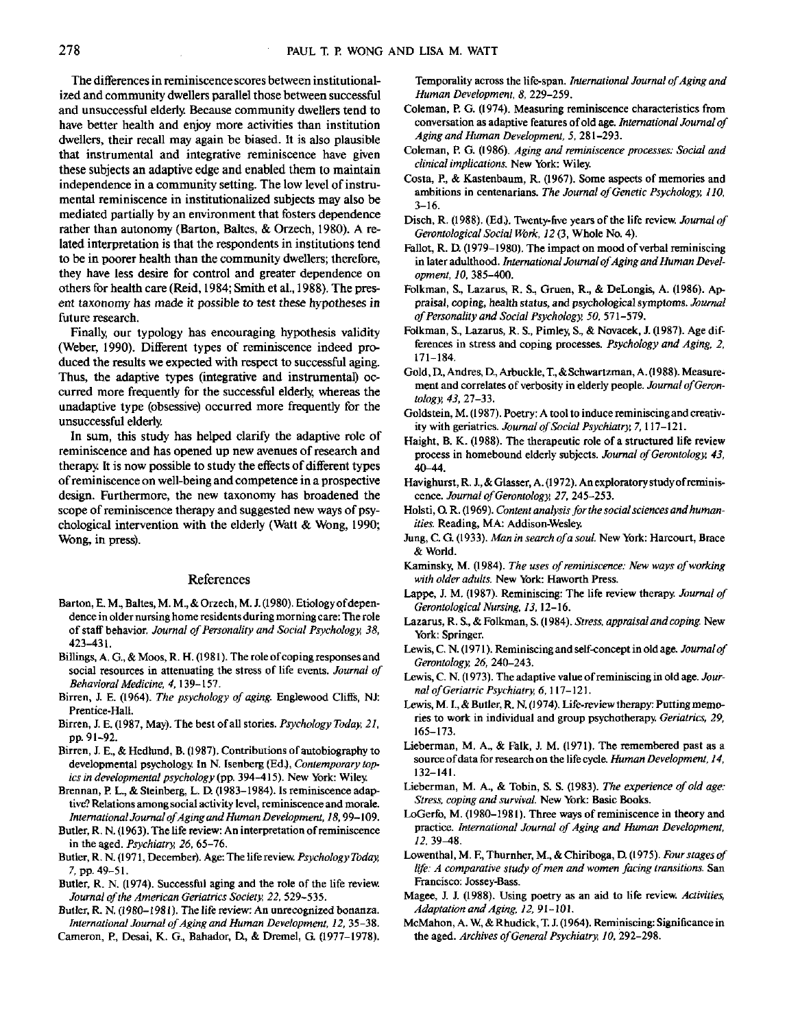The differences in reminiscence scores between institutionalized and community dwellers parallel those between successful and unsuccessful elderly. Because community dwellers tend to have better health and enjoy more activities than institution dwellers, their recall may again be biased. It is also plausible that instrumental and integrative reminiscence have given these subjects an adaptive edge and enabled them to maintain independence in a community setting. The low level of instrumental reminiscence in institutionalized subjects may also be mediated partially by an environment that fosters dependence rather than autonomy (Barton, Baltes, & Orzech, 1980). A related interpretation is that the respondents in institutions tend to be in poorer health than the community dwellers; therefore, they have less desire for control and greater dependence on others for health care (Reid, 1984; Smith et al., 1988). The present taxonomy has made it possible to test these hypotheses in future research.

Finally, our typology has encouraging hypothesis validity (Weber, 1990). Different types of reminiscence indeed produced the results we expected with respect to successful aging. Thus, the adaptive types (integrative and instrumental) occurred more frequently for the successful elderly, whereas the unadaptive type (obsessive) occurred more frequently for the unsuccessful elderly.

In sum, this study has helped clarify the adaptive role of reminiscence and has opened up new avenues of research and therapy. It is now possible to study the effects of different types of reminiscence on well-being and competence in a prospective design. Furthermore, the new taxonomy has broadened the scope of reminiscence therapy and suggested new ways of psychological intervention with the elderly (Watt & Wong, 1990; Wong, in press).

## References

Barton, E. M., Baltes, M. M., & Orzech, M. J. (1980). Etiology of dependence in older nursing home residents during morning care: The role of staff behavior. *Journal of Personality and Social Psychology, 38,* 423–431.

Billings, A. G., & Moos, R. H. (1981). The role of coping responses and social resources in attenuating the stress of life events. *Journal of Behavioral Medicine, 4,* 139–157.

Birren, J. E. (1964). *The psychology of aging.* Englewood Cliffs, NJ: Prentice-Hall.

Birren, J. E. (1987, May). The best of all stories. *Psychology Today, 21,* pp. 91–92.

Birren, J. E., & Hedlund, B. (1987). Contributions of autobiography to developmental psychology. In N. Isenberg (Ed.), *Contemporary topics in developmental psychology* (pp. 394–415). New York: Wiley.

Brennan, P. L., & Steinberg, L. D. (1983–1984). Is reminiscence adaptive? Relations among social activity level, reminiscence and morale. *International Journal of Aging and Human Development, 18,* 99–109.

Butler, R. N. (1963). The life review: An interpretation of reminiscence in the aged. *Psychiatry, 26,* 65–76.

Butler, R. N. (1971, December). Age: The life review. *Psychology Today, 7,* pp. 49–51.

Butler, R. N. (1974). Successful aging and the role of the life review. *Journal of the American Geriatrics Society, 22,* 529–535.

Butler, R. N. (1980–1981). The life review: An unrecognized bonanza. *International Journal of Aging and Human Development, 12,* 35–38.

Cameron, P., Desai, K. G., Bahador, D., & Dremel, G. (1977–1978). Temporality across the life-span. *International Journal of Aging and Human Development, 8,* 229–259.

Coleman, P. G. (1974). Measuring reminiscence characteristics from conversation as adaptive features of old age. *International Journal of Aging and Human Development, 5,* 281–293.

Coleman, P. G. (1986). *Aging and reminiscence processes: Social and clinical implications.* New York: Wiley.

Costa, P., & Kastenbaum, R. (1967). Some aspects of memories and ambitions in centenarians. *The Journal of Genetic Psychology, 110,* 3–16.

Disch, R. (1988). (Ed.). Twenty-five years of the life review. *Journal of Gerontological Social Work, 12* (3, Whole No. 4).

Fallot, R. D. (1979–1980). The impact on mood of verbal reminiscing in later adulthood. *International Journal of Aging and Human Development, 10,* 385–400.

Folkman, S., Lazarus, R. S., Gruen, R., & DeLongis, A. (1986). Appraisal, coping, health status, and psychological symptoms. *Journal of Personality and Social Psychology, 50,* 571–579.

Folkman, S., Lazarus, R. S., Pimley, S., & Novacek, J. (1987). Age differences in stress and coping processes. *Psychology and Aging, 2,* 171–184.

Gold, D., Andres, D., Arbuckle, T., & Schwartzman, A. (1988). Measurement and correlates of verbosity in elderly people. *Journal of Gerontology, 43,* 27–33.

Goldstein, M. (1987). Poetry: A tool to induce reminiscing and creativity with geriatrics. *Journal of Social Psychiatry, 7,* 117–121.

Haight, B. K. (1988). The therapeutic role of a structured life review process in homebound elderly subjects. *Journal of Gerontology, 43,* 40–44.

Havighurst, R. J., & Glasser, A. (1972). An exploratory study of reminiscence. *Journal of Gerontology, 27,* 245–253.

Holsti, O. R. (1969). *Content analysis for the social sciences and humanities.* Reading, MA: Addison-Wesley.

Jung, C. G. (1933). *Man in search of a soul.* New York: Harcourt, Brace & World.

Kaminsky, M. (1984). *The uses of reminiscence: New ways of working with older adults.* New York: Haworth Press.

Lappe, J. M. (1987). Reminiscing: The life review therapy. *Journal of Gerontological Nursing, 13,* 12–16.

Lazarus, R. S., & Folkman, S. (1984). *Stress, appraisal and coping.* New York: Springer.

Lewis, C. N. (1971). Reminiscing and self-concept in old age. *Journal of Gerontology, 26,* 240–243.

Lewis, C. N. (1973). The adaptive value of reminiscing in old age. *Journal of Geriatric Psychiatry, 6,* 117–121.

Lewis, M. I., & Butler, R. N. (1974). Life-review therapy: Putting memories to work in individual and group psychotherapy. *Geriatrics, 29,* 165–173.

Lieberman, M. A., & Falk, J. M. (1971). The remembered past as a source of data for research on the life cycle. *Human Development, 14,* 132–141.

Lieberman, M. A., & Tobin, S. S. (1983). *The experience of old age: Stress, coping and survival.* New York: Basic Books.

LoGerfo, M. (1980–1981). Three ways of reminiscence in theory and practice. *International Journal of Aging and Human Development, 12,* 39–48.

Lowenthal, M. F., Thurnher, M., & Chiriboga, D. (1975). *Four stages of life: A comparative study of men and women facing transitions.* San Francisco: Jossey-Bass.

Magee, J. J. (1988). Using poetry as an aid to life review. *Activities, Adaptation and Aging, 12,* 91–101.

McMahon, A. W., & Rhudick, T. J. (1964). Reminiscing: Significance in the aged. *Archives of General Psychiatry, 10,* 292–298.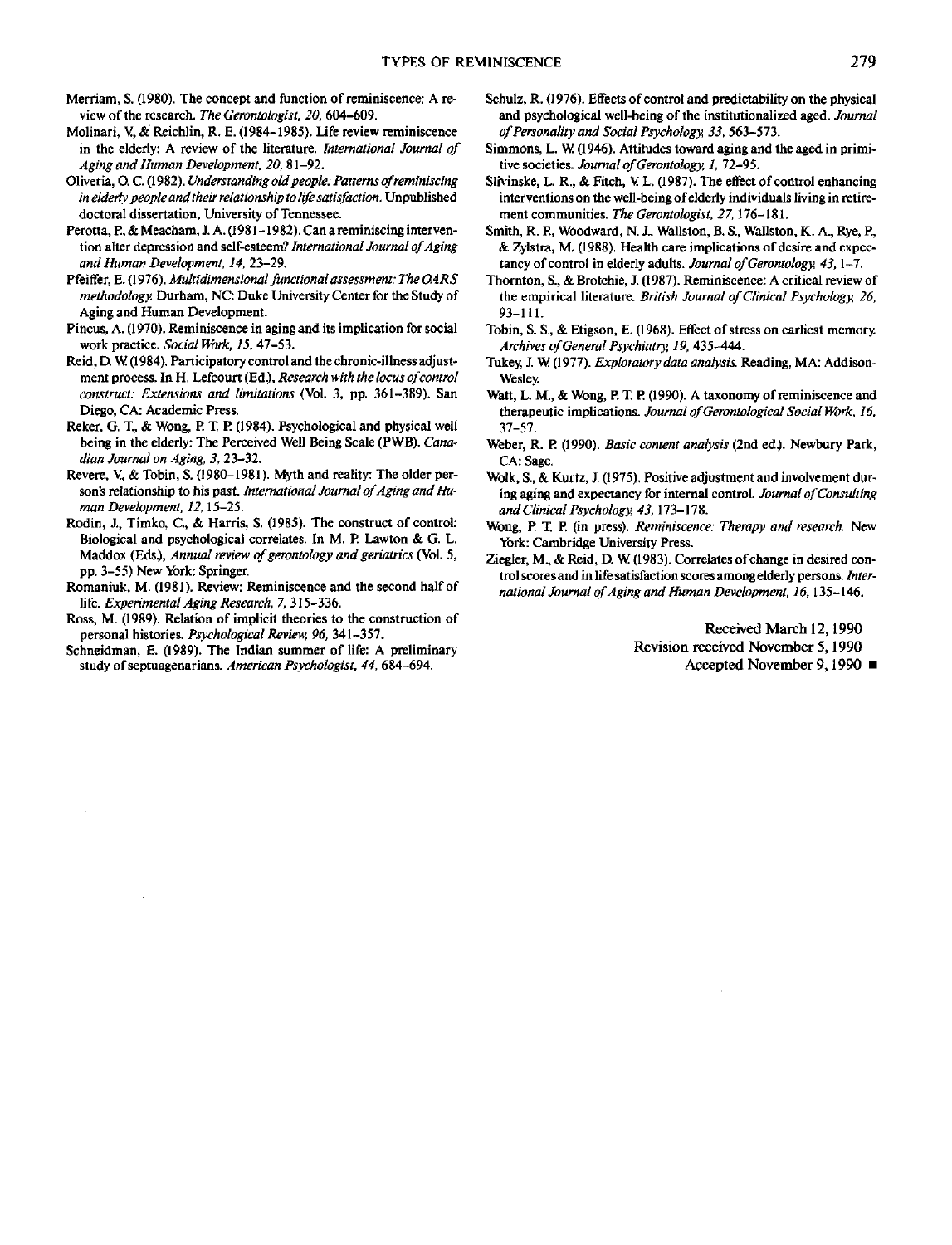Merriam, S. (1980). The concept and function of reminiscence: A review of the research. *The Gerontologist, 20,* 604–609.

Molinari, V., & Reichlin, R. E. (1984–1985). Life review reminiscence in the elderly: A review of the literature. *International Journal of Aging and Human Development, 20,* 81–92.

Oliveria, O. C. (1982). *Understanding old people: Patterns of reminiscing in elderly people and their relationship to life satisfaction.* Unpublished doctoral dissertation, University of Tennessee.

Perotta, P., & Meacham, J. A. (1981–1982). Can a reminiscing intervention alter depression and self-esteem? *International Journal of Aging and Human Development, 14,* 23–29.

Pfeiffer, E. (1976). *Multidimensional functional assessment: The OARS methodology.* Durham, NC: Duke University Center for the Study of Aging and Human Development.

Pincus, A. (1970). Reminiscence in aging and its implication for social work practice. *Social Work, 15,* 47–53.

Reid, D. W. (1984). Participatory control and the chronic-illness adjustment process. In H. Lefcourt (Ed.), *Research with the locus of control construct: Extensions and limitations* (Vol. 3, pp. 361–389). San Diego, CA: Academic Press.

Reker, G. T., & Wong, P. T. P. (1984). Psychological and physical well being in the elderly: The Perceived Well Being Scale (PWB). *Canadian Journal on Aging, 3,* 23–32.

Revere, V., & Tobin, S. (1980–1981). Myth and reality: The older person's relationship to his past. *International Journal of Aging and Human Development, 12,* 15–25.

Rodin, J., Timko, C., & Harris, S. (1985). The construct of control: Biological and psychological correlates. In M. P. Lawton & G. L. Maddox (Eds.), *Annual review of gerontology and geriatrics* (Vol. 5, pp. 3–55) New York: Springer.

Romaniuk, M. (1981). Review: Reminiscence and the second half of life. *Experimental Aging Research, 7,* 315–336.

Ross, M. (1989). Relation of implicit theories to the construction of personal histories. *Psychological Review, 96,* 341–357.

Schneidman, E. (1989). The Indian summer of life: A preliminary study of septuagenarians. *American Psychologist, 44,* 684–694.

Schulz, R. (1976). Effects of control and predictability on the physical and psychological well-being of the institutionalized aged. *Journal of Personality and Social Psychology, 33,* 563–573.

Simmons, L. W. (1946). Attitudes toward aging and the aged in primitive societies. *Journal of Gerontology, 1,* 72–95.

Slivinske, L. R., & Fitch, V. L. (1987). The effect of control enhancing interventions on the well-being of elderly individuals living in retirement communities. *The Gerontologist, 27,* 176–181.

Smith, R. P., Woodward, N. J., Wallston, B. S., Wallston, K. A., Rye, P., & Zylstra, M. (1988). Health care implications of desire and expectancy of control in elderly adults. *Journal of Gerontology, 43,* 1–7.

Thornton, S., & Brotchie, J. (1987). Reminiscence: A critical review of the empirical literature. *British Journal of Clinical Psychology, 26,* 93–111.

Tobin, S. S., & Etigson, E. (1968). Effect of stress on earliest memory. *Archives of General Psychiatry, 19,* 435–444.

Tukey, J. W. (1977). *Exploratory data analysis.* Reading, MA: Addison-Wesley.

Watt, L. M., & Wong, P. T. P. (1990). A taxonomy of reminiscence and therapeutic implications. *Journal of Gerontological Social Work, 16,* 37–57.

Weber, R. P. (1990). *Basic content analysis* (2nd ed.). Newbury Park, CA: Sage.

Wolk, S., & Kurtz, J. (1975). Positive adjustment and involvement during aging and expectancy for internal control. *Journal of Consulting and Clinical Psychology, 43,* 173–178.

Wong, P. T. P. (in press). *Reminiscence: Therapy and research.* New York: Cambridge University Press.

Ziegler, M., & Reid, D. W. (1983). Correlates of change in desired control scores and in life satisfaction scores among elderly persons. *International Journal of Aging and Human Development, 16,* 135–146.

Received March 12, 1990
Revision received November 5, 1990
Accepted November 9, 1990 ■